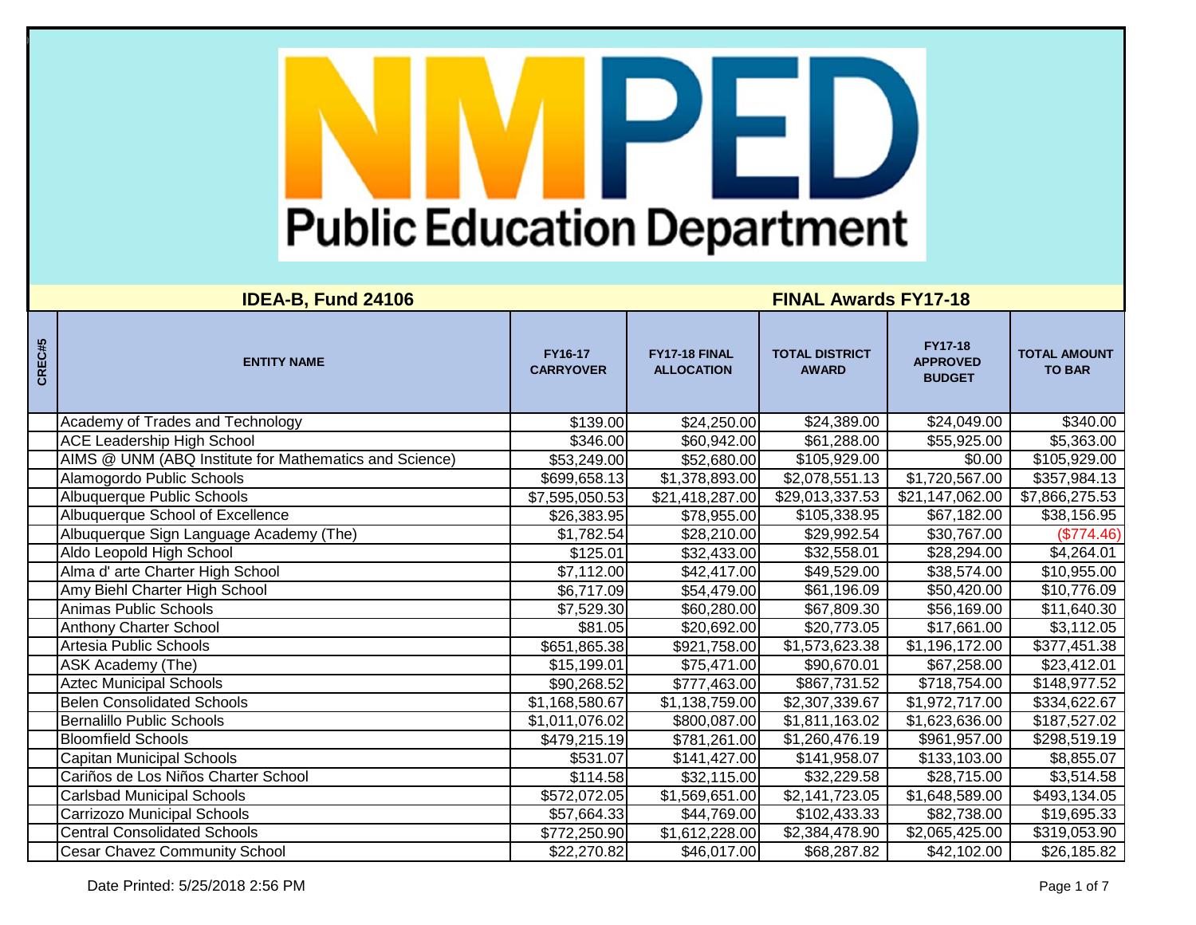# NMPED Public Education Department

## IDEA-B, Fund 24106 — FINAL Awards FY17-18

| CREC#5 | ENTITY NAME | FY16-17 CARRYOVER | FY17-18 FINAL ALLOCATION | TOTAL DISTRICT AWARD | FY17-18 APPROVED BUDGET | TOTAL AMOUNT TO BAR |
|---|---|---|---|---|---|---|
| | Academy of Trades and Technology | $139.00 | $24,250.00 | $24,389.00 | $24,049.00 | $340.00 |
| | ACE Leadership High School | $346.00 | $60,942.00 | $61,288.00 | $55,925.00 | $5,363.00 |
| | AIMS @ UNM (ABQ Institute for Mathematics and Science) | $53,249.00 | $52,680.00 | $105,929.00 | $0.00 | $105,929.00 |
| | Alamogordo Public Schools | $699,658.13 | $1,378,893.00 | $2,078,551.13 | $1,720,567.00 | $357,984.13 |
| | Albuquerque Public Schools | $7,595,050.53 | $21,418,287.00 | $29,013,337.53 | $21,147,062.00 | $7,866,275.53 |
| | Albuquerque School of Excellence | $26,383.95 | $78,955.00 | $105,338.95 | $67,182.00 | $38,156.95 |
| | Albuquerque Sign Language Academy (The) | $1,782.54 | $28,210.00 | $29,992.54 | $30,767.00 | ($774.46) |
| | Aldo Leopold High School | $125.01 | $32,433.00 | $32,558.01 | $28,294.00 | $4,264.01 |
| | Alma d' arte Charter High School | $7,112.00 | $42,417.00 | $49,529.00 | $38,574.00 | $10,955.00 |
| | Amy Biehl Charter High School | $6,717.09 | $54,479.00 | $61,196.09 | $50,420.00 | $10,776.09 |
| | Animas Public Schools | $7,529.30 | $60,280.00 | $67,809.30 | $56,169.00 | $11,640.30 |
| | Anthony Charter School | $81.05 | $20,692.00 | $20,773.05 | $17,661.00 | $3,112.05 |
| | Artesia Public Schools | $651,865.38 | $921,758.00 | $1,573,623.38 | $1,196,172.00 | $377,451.38 |
| | ASK Academy (The) | $15,199.01 | $75,471.00 | $90,670.01 | $67,258.00 | $23,412.01 |
| | Aztec Municipal Schools | $90,268.52 | $777,463.00 | $867,731.52 | $718,754.00 | $148,977.52 |
| | Belen Consolidated Schools | $1,168,580.67 | $1,138,759.00 | $2,307,339.67 | $1,972,717.00 | $334,622.67 |
| | Bernalillo Public Schools | $1,011,076.02 | $800,087.00 | $1,811,163.02 | $1,623,636.00 | $187,527.02 |
| | Bloomfield Schools | $479,215.19 | $781,261.00 | $1,260,476.19 | $961,957.00 | $298,519.19 |
| | Capitan Municipal Schools | $531.07 | $141,427.00 | $141,958.07 | $133,103.00 | $8,855.07 |
| | Cariños de Los Niños Charter School | $114.58 | $32,115.00 | $32,229.58 | $28,715.00 | $3,514.58 |
| | Carlsbad Municipal Schools | $572,072.05 | $1,569,651.00 | $2,141,723.05 | $1,648,589.00 | $493,134.05 |
| | Carrizozo Municipal Schools | $57,664.33 | $44,769.00 | $102,433.33 | $82,738.00 | $19,695.33 |
| | Central Consolidated Schools | $772,250.90 | $1,612,228.00 | $2,384,478.90 | $2,065,425.00 | $319,053.90 |
| | Cesar Chavez Community School | $22,270.82 | $46,017.00 | $68,287.82 | $42,102.00 | $26,185.82 |

Date Printed: 5/25/2018 2:56 PM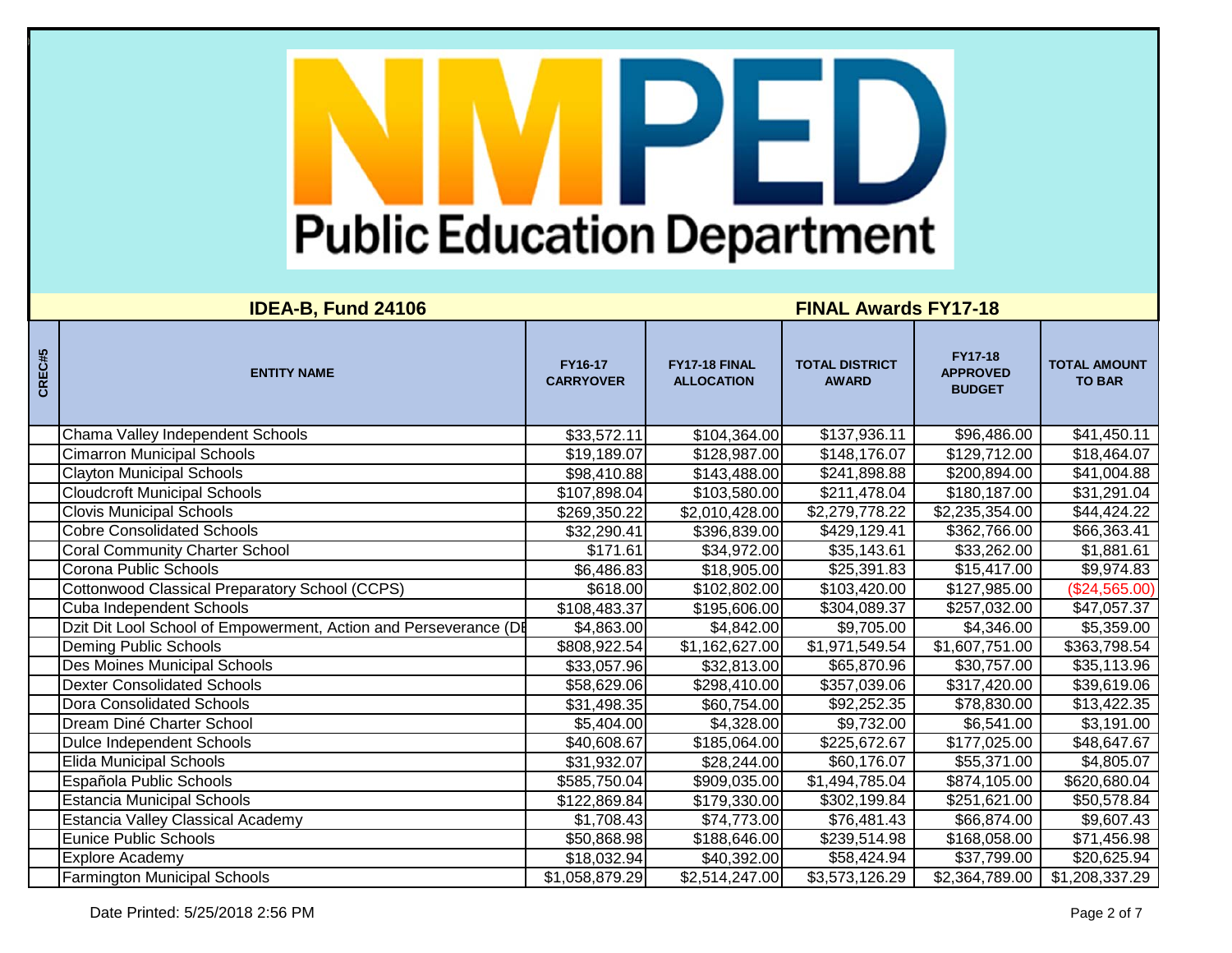# NMPED Public Education Department

## IDEA-B, Fund 24106 — FINAL Awards FY17-18

| CREC#5 | ENTITY NAME | FY16-17 CARRYOVER | FY17-18 FINAL ALLOCATION | TOTAL DISTRICT AWARD | FY17-18 APPROVED BUDGET | TOTAL AMOUNT TO BAR |
|---|---|---|---|---|---|---|
| | Chama Valley Independent Schools | $33,572.11 | $104,364.00 | $137,936.11 | $96,486.00 | $41,450.11 |
| | Cimarron Municipal Schools | $19,189.07 | $128,987.00 | $148,176.07 | $129,712.00 | $18,464.07 |
| | Clayton Municipal Schools | $98,410.88 | $143,488.00 | $241,898.88 | $200,894.00 | $41,004.88 |
| | Cloudcroft Municipal Schools | $107,898.04 | $103,580.00 | $211,478.04 | $180,187.00 | $31,291.04 |
| | Clovis Municipal Schools | $269,350.22 | $2,010,428.00 | $2,279,778.22 | $2,235,354.00 | $44,424.22 |
| | Cobre Consolidated Schools | $32,290.41 | $396,839.00 | $429,129.41 | $362,766.00 | $66,363.41 |
| | Coral Community Charter School | $171.61 | $34,972.00 | $35,143.61 | $33,262.00 | $1,881.61 |
| | Corona Public Schools | $6,486.83 | $18,905.00 | $25,391.83 | $15,417.00 | $9,974.83 |
| | Cottonwood Classical Preparatory School (CCPS) | $618.00 | $102,802.00 | $103,420.00 | $127,985.00 | ($24,565.00) |
| | Cuba Independent Schools | $108,483.37 | $195,606.00 | $304,089.37 | $257,032.00 | $47,057.37 |
| | Dzit Dit Lool School of Empowerment, Action and Perseverance (DE | $4,863.00 | $4,842.00 | $9,705.00 | $4,346.00 | $5,359.00 |
| | Deming Public Schools | $808,922.54 | $1,162,627.00 | $1,971,549.54 | $1,607,751.00 | $363,798.54 |
| | Des Moines Municipal Schools | $33,057.96 | $32,813.00 | $65,870.96 | $30,757.00 | $35,113.96 |
| | Dexter Consolidated Schools | $58,629.06 | $298,410.00 | $357,039.06 | $317,420.00 | $39,619.06 |
| | Dora Consolidated Schools | $31,498.35 | $60,754.00 | $92,252.35 | $78,830.00 | $13,422.35 |
| | Dream Diné Charter School | $5,404.00 | $4,328.00 | $9,732.00 | $6,541.00 | $3,191.00 |
| | Dulce Independent Schools | $40,608.67 | $185,064.00 | $225,672.67 | $177,025.00 | $48,647.67 |
| | Elida Municipal Schools | $31,932.07 | $28,244.00 | $60,176.07 | $55,371.00 | $4,805.07 |
| | Española Public Schools | $585,750.04 | $909,035.00 | $1,494,785.04 | $874,105.00 | $620,680.04 |
| | Estancia Municipal Schools | $122,869.84 | $179,330.00 | $302,199.84 | $251,621.00 | $50,578.84 |
| | Estancia Valley Classical Academy | $1,708.43 | $74,773.00 | $76,481.43 | $66,874.00 | $9,607.43 |
| | Eunice Public Schools | $50,868.98 | $188,646.00 | $239,514.98 | $168,058.00 | $71,456.98 |
| | Explore Academy | $18,032.94 | $40,392.00 | $58,424.94 | $37,799.00 | $20,625.94 |
| | Farmington Municipal Schools | $1,058,879.29 | $2,514,247.00 | $3,573,126.29 | $2,364,789.00 | $1,208,337.29 |

Date Printed: 5/25/2018 2:56 PM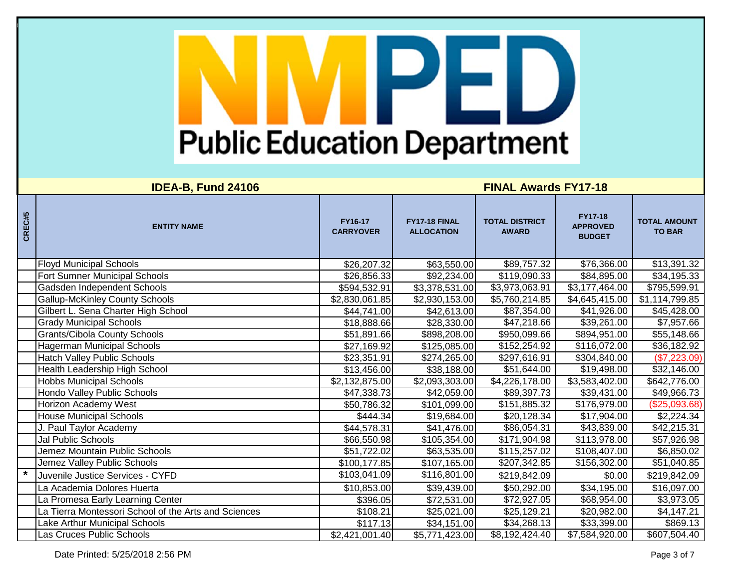# NMPED Public Education Department

## IDEA-B, Fund 24106

## FINAL Awards FY17-18

| CREC#5 | ENTITY NAME | FY16-17 CARRYOVER | FY17-18 FINAL ALLOCATION | TOTAL DISTRICT AWARD | FY17-18 APPROVED BUDGET | TOTAL AMOUNT TO BAR |
|---|---|---|---|---|---|---|
| | Floyd Municipal Schools | $26,207.32 | $63,550.00 | $89,757.32 | $76,366.00 | $13,391.32 |
| | Fort Sumner Municipal Schools | $26,856.33 | $92,234.00 | $119,090.33 | $84,895.00 | $34,195.33 |
| | Gadsden Independent Schools | $594,532.91 | $3,378,531.00 | $3,973,063.91 | $3,177,464.00 | $795,599.91 |
| | Gallup-McKinley County Schools | $2,830,061.85 | $2,930,153.00 | $5,760,214.85 | $4,645,415.00 | $1,114,799.85 |
| | Gilbert L. Sena Charter High School | $44,741.00 | $42,613.00 | $87,354.00 | $41,926.00 | $45,428.00 |
| | Grady Municipal Schools | $18,888.66 | $28,330.00 | $47,218.66 | $39,261.00 | $7,957.66 |
| | Grants/Cibola County Schools | $51,891.66 | $898,208.00 | $950,099.66 | $894,951.00 | $55,148.66 |
| | Hagerman Municipal Schools | $27,169.92 | $125,085.00 | $152,254.92 | $116,072.00 | $36,182.92 |
| | Hatch Valley Public Schools | $23,351.91 | $274,265.00 | $297,616.91 | $304,840.00 | ($7,223.09) |
| | Health Leadership High School | $13,456.00 | $38,188.00 | $51,644.00 | $19,498.00 | $32,146.00 |
| | Hobbs Municipal Schools | $2,132,875.00 | $2,093,303.00 | $4,226,178.00 | $3,583,402.00 | $642,776.00 |
| | Hondo Valley Public Schools | $47,338.73 | $42,059.00 | $89,397.73 | $39,431.00 | $49,966.73 |
| | Horizon Academy West | $50,786.32 | $101,099.00 | $151,885.32 | $176,979.00 | ($25,093.68) |
| | House Municipal Schools | $444.34 | $19,684.00 | $20,128.34 | $17,904.00 | $2,224.34 |
| | J. Paul Taylor Academy | $44,578.31 | $41,476.00 | $86,054.31 | $43,839.00 | $42,215.31 |
| | Jal Public Schools | $66,550.98 | $105,354.00 | $171,904.98 | $113,978.00 | $57,926.98 |
| | Jemez Mountain Public Schools | $51,722.02 | $63,535.00 | $115,257.02 | $108,407.00 | $6,850.02 |
| | Jemez Valley Public Schools | $100,177.85 | $107,165.00 | $207,342.85 | $156,302.00 | $51,040.85 |
| * | Juvenile Justice Services - CYFD | $103,041.09 | $116,801.00 | $219,842.09 | $0.00 | $219,842.09 |
| | La Academia Dolores Huerta | $10,853.00 | $39,439.00 | $50,292.00 | $34,195.00 | $16,097.00 |
| | La Promesa Early Learning Center | $396.05 | $72,531.00 | $72,927.05 | $68,954.00 | $3,973.05 |
| | La Tierra Montessori School of the Arts and Sciences | $108.21 | $25,021.00 | $25,129.21 | $20,982.00 | $4,147.21 |
| | Lake Arthur Municipal Schools | $117.13 | $34,151.00 | $34,268.13 | $33,399.00 | $869.13 |
| | Las Cruces Public Schools | $2,421,001.40 | $5,771,423.00 | $8,192,424.40 | $7,584,920.00 | $607,504.40 |

Date Printed: 5/25/2018 2:56 PM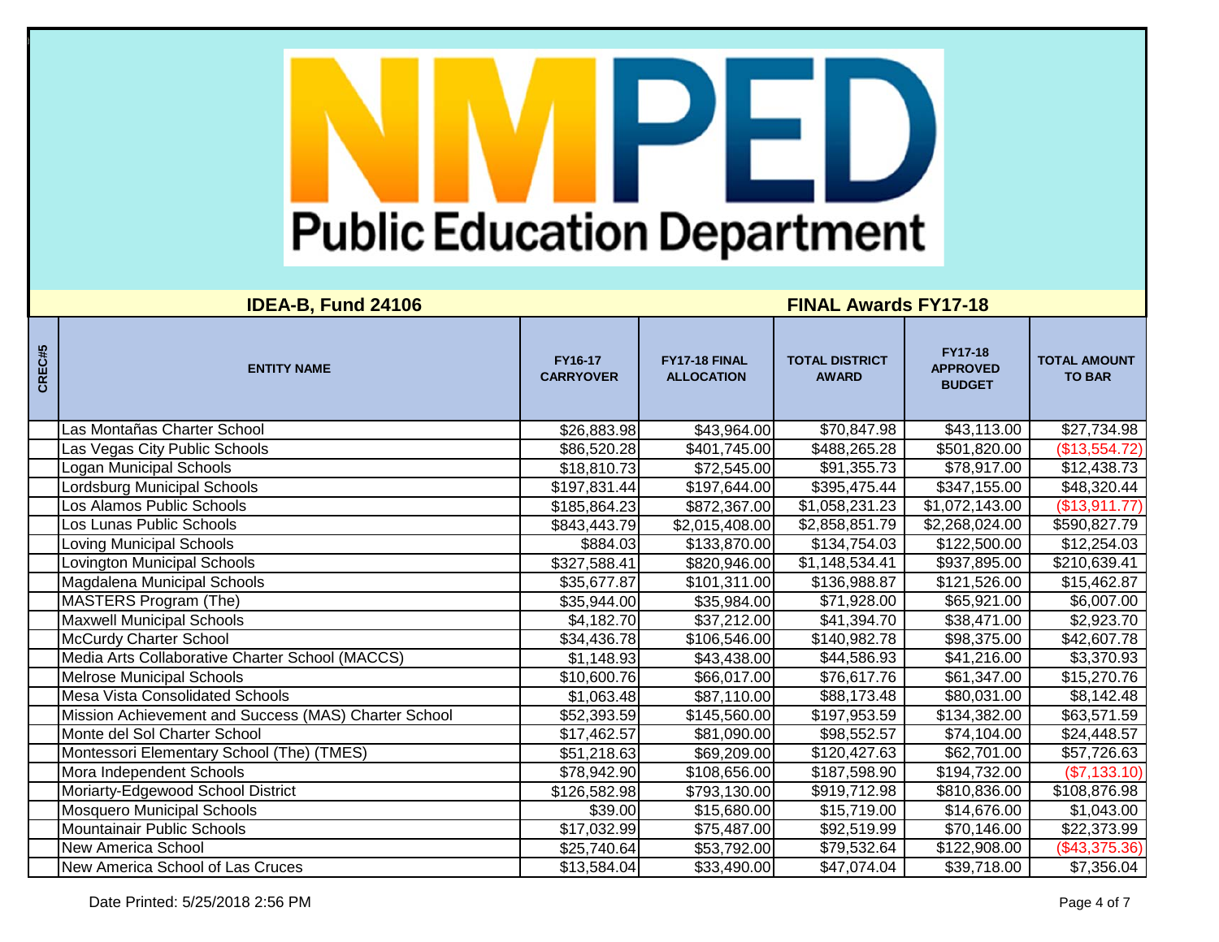# NMPED Public Education Department

**IDEA-B, Fund 24106** | **FINAL Awards FY17-18**

| CREC#5 | ENTITY NAME | FY16-17 CARRYOVER | FY17-18 FINAL ALLOCATION | TOTAL DISTRICT AWARD | FY17-18 APPROVED BUDGET | TOTAL AMOUNT TO BAR |
|---|---|---|---|---|---|---|
| | Las Montañas Charter School | $26,883.98 | $43,964.00 | $70,847.98 | $43,113.00 | $27,734.98 |
| | Las Vegas City Public Schools | $86,520.28 | $401,745.00 | $488,265.28 | $501,820.00 | ($13,554.72) |
| | Logan Municipal Schools | $18,810.73 | $72,545.00 | $91,355.73 | $78,917.00 | $12,438.73 |
| | Lordsburg Municipal Schools | $197,831.44 | $197,644.00 | $395,475.44 | $347,155.00 | $48,320.44 |
| | Los Alamos Public Schools | $185,864.23 | $872,367.00 | $1,058,231.23 | $1,072,143.00 | ($13,911.77) |
| | Los Lunas Public Schools | $843,443.79 | $2,015,408.00 | $2,858,851.79 | $2,268,024.00 | $590,827.79 |
| | Loving Municipal Schools | $884.03 | $133,870.00 | $134,754.03 | $122,500.00 | $12,254.03 |
| | Lovington Municipal Schools | $327,588.41 | $820,946.00 | $1,148,534.41 | $937,895.00 | $210,639.41 |
| | Magdalena Municipal Schools | $35,677.87 | $101,311.00 | $136,988.87 | $121,526.00 | $15,462.87 |
| | MASTERS Program (The) | $35,944.00 | $35,984.00 | $71,928.00 | $65,921.00 | $6,007.00 |
| | Maxwell Municipal Schools | $4,182.70 | $37,212.00 | $41,394.70 | $38,471.00 | $2,923.70 |
| | McCurdy Charter School | $34,436.78 | $106,546.00 | $140,982.78 | $98,375.00 | $42,607.78 |
| | Media Arts Collaborative Charter School (MACCS) | $1,148.93 | $43,438.00 | $44,586.93 | $41,216.00 | $3,370.93 |
| | Melrose Municipal Schools | $10,600.76 | $66,017.00 | $76,617.76 | $61,347.00 | $15,270.76 |
| | Mesa Vista Consolidated Schools | $1,063.48 | $87,110.00 | $88,173.48 | $80,031.00 | $8,142.48 |
| | Mission Achievement and Success (MAS) Charter School | $52,393.59 | $145,560.00 | $197,953.59 | $134,382.00 | $63,571.59 |
| | Monte del Sol Charter School | $17,462.57 | $81,090.00 | $98,552.57 | $74,104.00 | $24,448.57 |
| | Montessori Elementary School (The) (TMES) | $51,218.63 | $69,209.00 | $120,427.63 | $62,701.00 | $57,726.63 |
| | Mora Independent Schools | $78,942.90 | $108,656.00 | $187,598.90 | $194,732.00 | ($7,133.10) |
| | Moriarty-Edgewood School District | $126,582.98 | $793,130.00 | $919,712.98 | $810,836.00 | $108,876.98 |
| | Mosquero Municipal Schools | $39.00 | $15,680.00 | $15,719.00 | $14,676.00 | $1,043.00 |
| | Mountainair Public Schools | $17,032.99 | $75,487.00 | $92,519.99 | $70,146.00 | $22,373.99 |
| | New America School | $25,740.64 | $53,792.00 | $79,532.64 | $122,908.00 | ($43,375.36) |
| | New America School of Las Cruces | $13,584.04 | $33,490.00 | $47,074.04 | $39,718.00 | $7,356.04 |

Date Printed: 5/25/2018 2:56 PM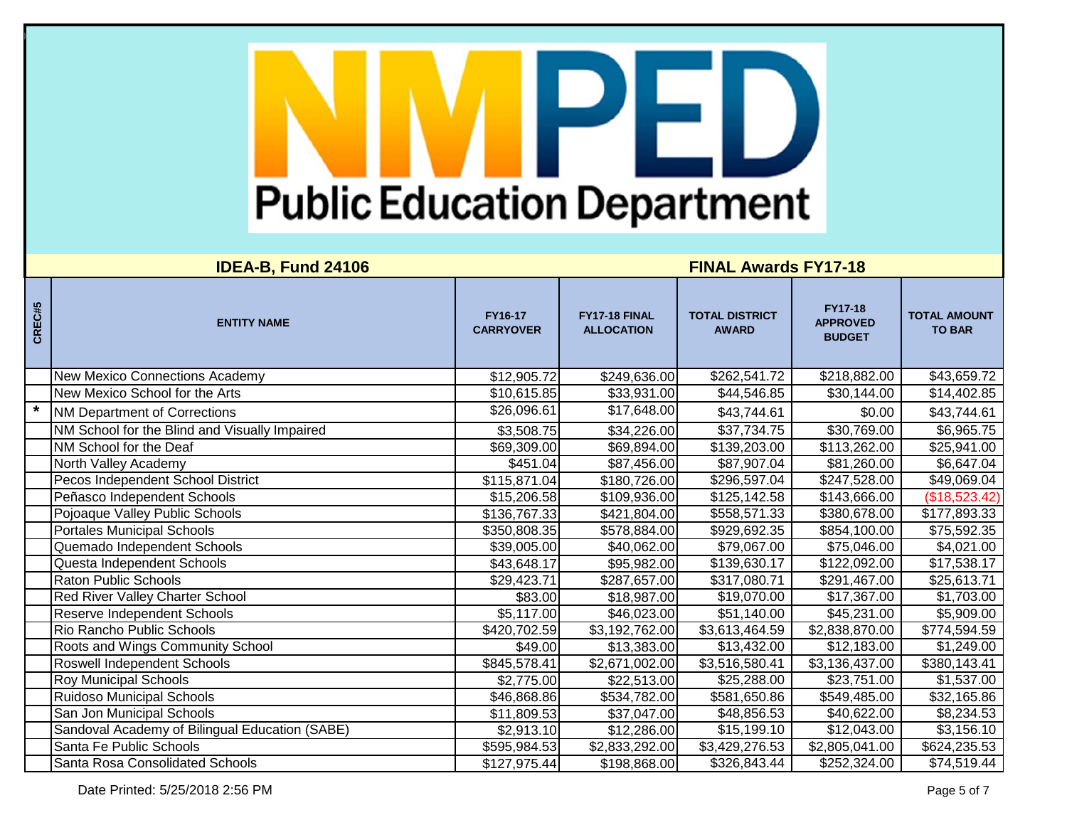# NMPED Public Education Department

## IDEA-B, Fund 24106 — FINAL Awards FY17-18

| CREC#5 | ENTITY NAME | FY16-17 CARRYOVER | FY17-18 FINAL ALLOCATION | TOTAL DISTRICT AWARD | FY17-18 APPROVED BUDGET | TOTAL AMOUNT TO BAR |
|---|---|---|---|---|---|---|
| | New Mexico Connections Academy | $12,905.72 | $249,636.00 | $262,541.72 | $218,882.00 | $43,659.72 |
| | New Mexico School for the Arts | $10,615.85 | $33,931.00 | $44,546.85 | $30,144.00 | $14,402.85 |
| * | NM Department of Corrections | $26,096.61 | $17,648.00 | $43,744.61 | $0.00 | $43,744.61 |
| | NM School for the Blind and Visually Impaired | $3,508.75 | $34,226.00 | $37,734.75 | $30,769.00 | $6,965.75 |
| | NM School for the Deaf | $69,309.00 | $69,894.00 | $139,203.00 | $113,262.00 | $25,941.00 |
| | North Valley Academy | $451.04 | $87,456.00 | $87,907.04 | $81,260.00 | $6,647.04 |
| | Pecos Independent School District | $115,871.04 | $180,726.00 | $296,597.04 | $247,528.00 | $49,069.04 |
| | Peñasco Independent Schools | $15,206.58 | $109,936.00 | $125,142.58 | $143,666.00 | ($18,523.42) |
| | Pojoaque Valley Public Schools | $136,767.33 | $421,804.00 | $558,571.33 | $380,678.00 | $177,893.33 |
| | Portales Municipal Schools | $350,808.35 | $578,884.00 | $929,692.35 | $854,100.00 | $75,592.35 |
| | Quemado Independent Schools | $39,005.00 | $40,062.00 | $79,067.00 | $75,046.00 | $4,021.00 |
| | Questa Independent Schools | $43,648.17 | $95,982.00 | $139,630.17 | $122,092.00 | $17,538.17 |
| | Raton Public Schools | $29,423.71 | $287,657.00 | $317,080.71 | $291,467.00 | $25,613.71 |
| | Red River Valley Charter School | $83.00 | $18,987.00 | $19,070.00 | $17,367.00 | $1,703.00 |
| | Reserve Independent Schools | $5,117.00 | $46,023.00 | $51,140.00 | $45,231.00 | $5,909.00 |
| | Rio Rancho Public Schools | $420,702.59 | $3,192,762.00 | $3,613,464.59 | $2,838,870.00 | $774,594.59 |
| | Roots and Wings Community School | $49.00 | $13,383.00 | $13,432.00 | $12,183.00 | $1,249.00 |
| | Roswell Independent Schools | $845,578.41 | $2,671,002.00 | $3,516,580.41 | $3,136,437.00 | $380,143.41 |
| | Roy Municipal Schools | $2,775.00 | $22,513.00 | $25,288.00 | $23,751.00 | $1,537.00 |
| | Ruidoso Municipal Schools | $46,868.86 | $534,782.00 | $581,650.86 | $549,485.00 | $32,165.86 |
| | San Jon Municipal Schools | $11,809.53 | $37,047.00 | $48,856.53 | $40,622.00 | $8,234.53 |
| | Sandoval Academy of Bilingual Education (SABE) | $2,913.10 | $12,286.00 | $15,199.10 | $12,043.00 | $3,156.10 |
| | Santa Fe Public Schools | $595,984.53 | $2,833,292.00 | $3,429,276.53 | $2,805,041.00 | $624,235.53 |
| | Santa Rosa Consolidated Schools | $127,975.44 | $198,868.00 | $326,843.44 | $252,324.00 | $74,519.44 |

Date Printed: 5/25/2018 2:56 PM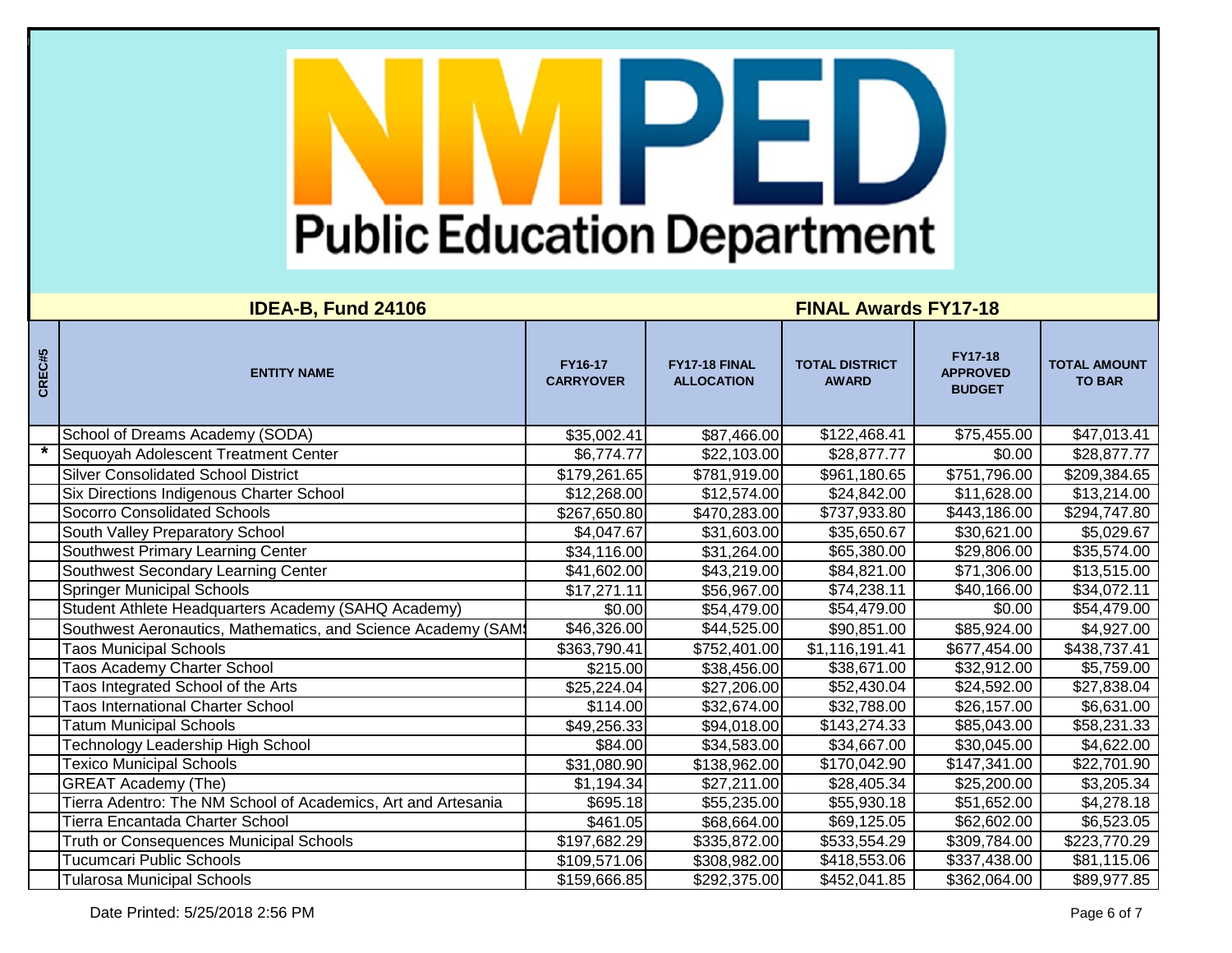# NMPED Public Education Department

## IDEA-B, Fund 24106 — FINAL Awards FY17-18

| CREC#5 | ENTITY NAME | FY16-17 CARRYOVER | FY17-18 FINAL ALLOCATION | TOTAL DISTRICT AWARD | FY17-18 APPROVED BUDGET | TOTAL AMOUNT TO BAR |
|---|---|---|---|---|---|---|
| | School of Dreams Academy (SODA) | $35,002.41 | $87,466.00 | $122,468.41 | $75,455.00 | $47,013.41 |
| * | Sequoyah Adolescent Treatment Center | $6,774.77 | $22,103.00 | $28,877.77 | $0.00 | $28,877.77 |
| | Silver Consolidated School District | $179,261.65 | $781,919.00 | $961,180.65 | $751,796.00 | $209,384.65 |
| | Six Directions Indigenous Charter School | $12,268.00 | $12,574.00 | $24,842.00 | $11,628.00 | $13,214.00 |
| | Socorro Consolidated Schools | $267,650.80 | $470,283.00 | $737,933.80 | $443,186.00 | $294,747.80 |
| | South Valley Preparatory School | $4,047.67 | $31,603.00 | $35,650.67 | $30,621.00 | $5,029.67 |
| | Southwest Primary Learning Center | $34,116.00 | $31,264.00 | $65,380.00 | $29,806.00 | $35,574.00 |
| | Southwest Secondary Learning Center | $41,602.00 | $43,219.00 | $84,821.00 | $71,306.00 | $13,515.00 |
| | Springer Municipal Schools | $17,271.11 | $56,967.00 | $74,238.11 | $40,166.00 | $34,072.11 |
| | Student Athlete Headquarters Academy (SAHQ Academy) | $0.00 | $54,479.00 | $54,479.00 | $0.00 | $54,479.00 |
| | Southwest Aeronautics, Mathematics, and Science Academy (SAMS | $46,326.00 | $44,525.00 | $90,851.00 | $85,924.00 | $4,927.00 |
| | Taos Municipal Schools | $363,790.41 | $752,401.00 | $1,116,191.41 | $677,454.00 | $438,737.41 |
| | Taos Academy Charter School | $215.00 | $38,456.00 | $38,671.00 | $32,912.00 | $5,759.00 |
| | Taos Integrated School of the Arts | $25,224.04 | $27,206.00 | $52,430.04 | $24,592.00 | $27,838.04 |
| | Taos International Charter School | $114.00 | $32,674.00 | $32,788.00 | $26,157.00 | $6,631.00 |
| | Tatum Municipal Schools | $49,256.33 | $94,018.00 | $143,274.33 | $85,043.00 | $58,231.33 |
| | Technology Leadership High School | $84.00 | $34,583.00 | $34,667.00 | $30,045.00 | $4,622.00 |
| | Texico Municipal Schools | $31,080.90 | $138,962.00 | $170,042.90 | $147,341.00 | $22,701.90 |
| | GREAT Academy (The) | $1,194.34 | $27,211.00 | $28,405.34 | $25,200.00 | $3,205.34 |
| | Tierra Adentro: The NM School of Academics, Art and Artesania | $695.18 | $55,235.00 | $55,930.18 | $51,652.00 | $4,278.18 |
| | Tierra Encantada Charter School | $461.05 | $68,664.00 | $69,125.05 | $62,602.00 | $6,523.05 |
| | Truth or Consequences Municipal Schools | $197,682.29 | $335,872.00 | $533,554.29 | $309,784.00 | $223,770.29 |
| | Tucumcari Public Schools | $109,571.06 | $308,982.00 | $418,553.06 | $337,438.00 | $81,115.06 |
| | Tularosa Municipal Schools | $159,666.85 | $292,375.00 | $452,041.85 | $362,064.00 | $89,977.85 |

Date Printed: 5/25/2018 2:56 PM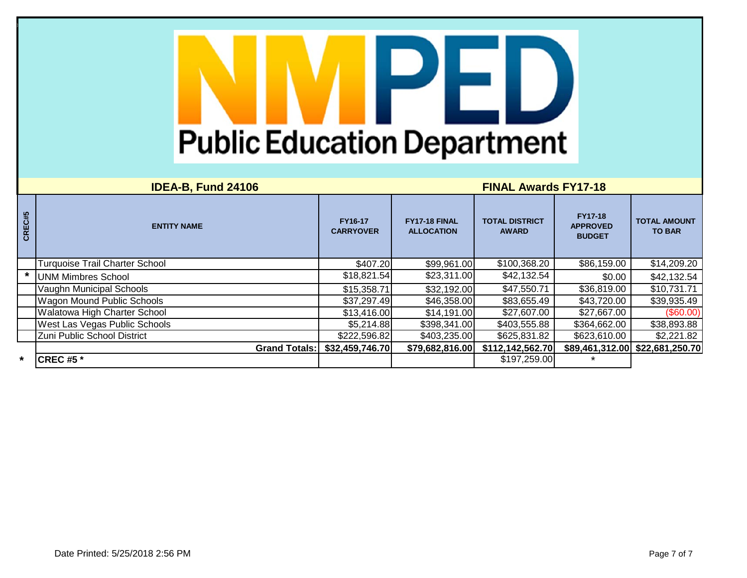# Public Education Department

## IDEA-B, Fund 24106

## FINAL Awards FY17-18

| CREC#5 | ENTITY NAME | FY16-17 CARRYOVER | FY17-18 FINAL ALLOCATION | TOTAL DISTRICT AWARD | FY17-18 APPROVED BUDGET | TOTAL AMOUNT TO BAR |
|---|---|---|---|---|---|---|
| | Turquoise Trail Charter School | $407.20 | $99,961.00 | $100,368.20 | $86,159.00 | $14,209.20 |
| * | UNM Mimbres School | $18,821.54 | $23,311.00 | $42,132.54 | $0.00 | $42,132.54 |
| | Vaughn Municipal Schools | $15,358.71 | $32,192.00 | $47,550.71 | $36,819.00 | $10,731.71 |
| | Wagon Mound Public Schools | $37,297.49 | $46,358.00 | $83,655.49 | $43,720.00 | $39,935.49 |
| | Walatowa High Charter School | $13,416.00 | $14,191.00 | $27,607.00 | $27,667.00 | ($60.00) |
| | West Las Vegas Public Schools | $5,214.88 | $398,341.00 | $403,555.88 | $364,662.00 | $38,893.88 |
| | Zuni Public School District | $222,596.82 | $403,235.00 | $625,831.82 | $623,610.00 | $2,221.82 |
| | **Grand Totals:** | **$32,459,746.70** | **$79,682,816.00** | **$112,142,562.70** | **$89,461,312.00** | **$22,681,250.70** |
| * | **CREC #5 *** | | | $197,259.00 | * | |

Date Printed: 5/25/2018 2:56 PM